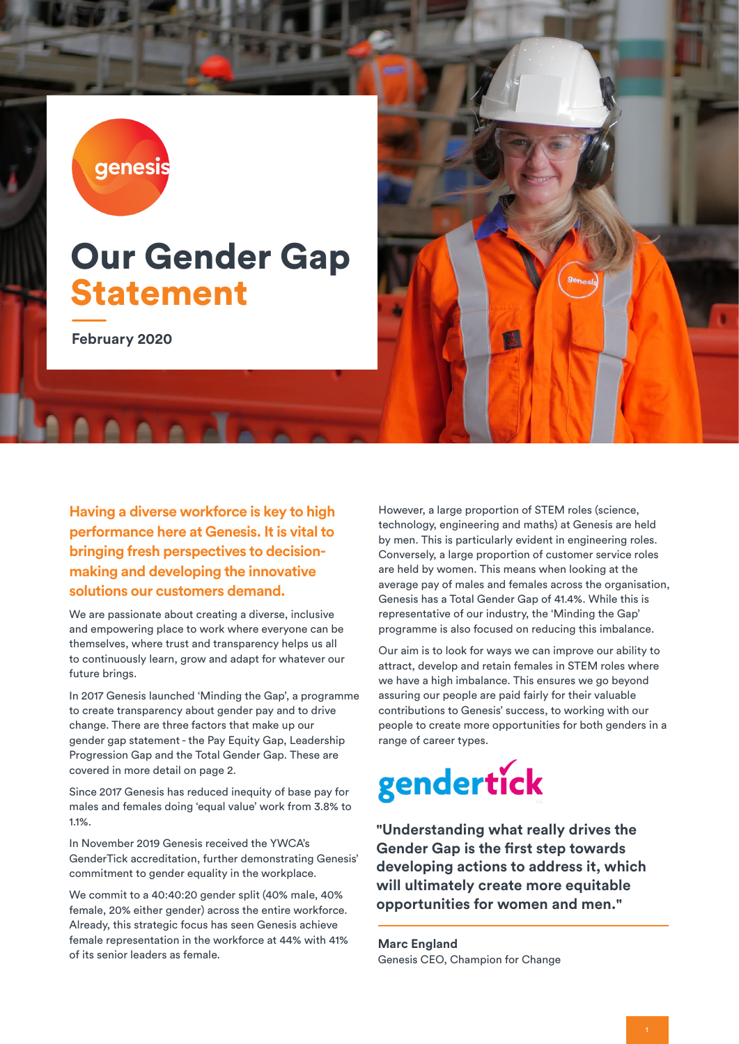# Our Gender Gap Statement

February 2020

**Having a diverse workforce is key to high performance here at Genesis. It is vital to bringing fresh perspectives to decision-making and developing the innovative solutions our customers demand.**

We are passionate about creating a diverse, inclusive and empowering place to work where everyone can be themselves, where trust and transparency helps us all to continuously learn, grow and adapt for whatever our future brings.

In 2017 Genesis launched 'Minding the Gap', a programme to create transparency about gender pay and to drive change. There are three factors that make up our gender gap statement - the Pay Equity Gap, Leadership Progression Gap and the Total Gender Gap. These are covered in more detail on page 2.

Since 2017 Genesis has reduced inequity of base pay for males and females doing 'equal value' work from 3.8% to 1.1%.

In November 2019 Genesis received the YWCA's GenderTick accreditation, further demonstrating Genesis' commitment to gender equality in the workplace.

We commit to a 40:40:20 gender split (40% male, 40% female, 20% either gender) across the entire workforce. Already, this strategic focus has seen Genesis achieve female representation in the workforce at 44% with 41% of its senior leaders as female.

However, a large proportion of STEM roles (science, technology, engineering and maths) at Genesis are held by men. This is particularly evident in engineering roles. Conversely, a large proportion of customer service roles are held by women. This means when looking at the average pay of males and females across the organisation, Genesis has a Total Gender Gap of 41.4%. While this is representative of our industry, the 'Minding the Gap' programme is also focused on reducing this imbalance.

Our aim is to look for ways we can improve our ability to attract, develop and retain females in STEM roles where we have a high imbalance. This ensures we go beyond assuring our people are paid fairly for their valuable contributions to Genesis' success, to working with our people to create more opportunities for both genders in a range of career types.

gendertick

**"Understanding what really drives the Gender Gap is the first step towards developing actions to address it, which will ultimately create more equitable opportunities for women and men."**

**Marc England**
Genesis CEO, Champion for Change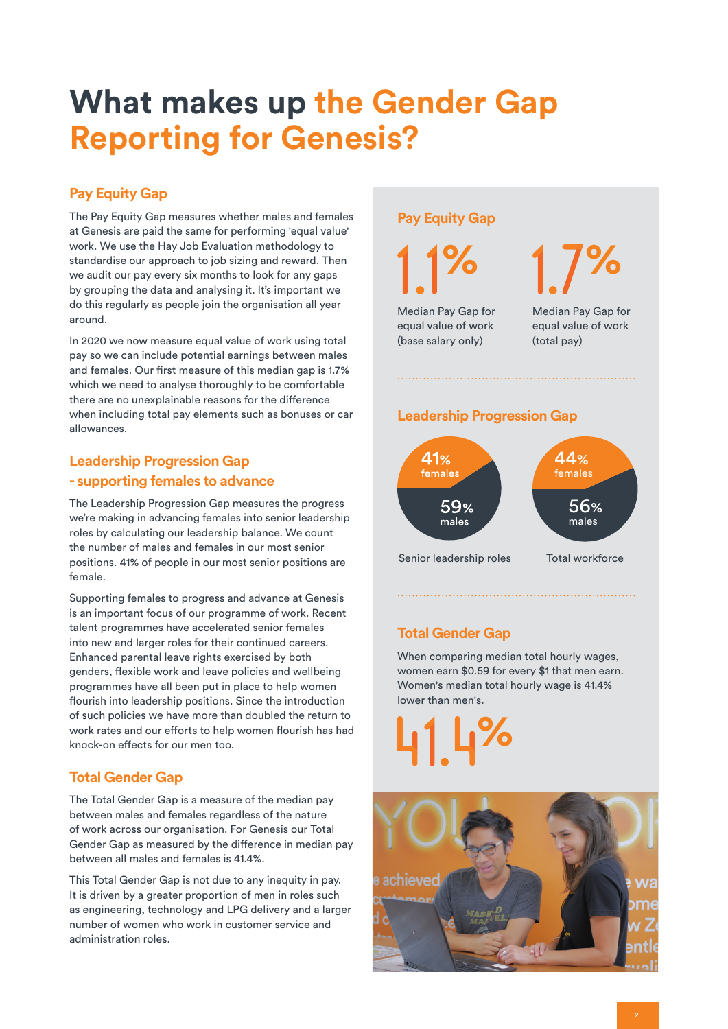# What makes up the Gender Gap Reporting for Genesis?

## Pay Equity Gap

The Pay Equity Gap measures whether males and females at Genesis are paid the same for performing 'equal value' work. We use the Hay Job Evaluation methodology to standardise our approach to job sizing and reward. Then we audit our pay every six months to look for any gaps by grouping the data and analysing it. It's important we do this regularly as people join the organisation all year around.

In 2020 we now measure equal value of work using total pay so we can include potential earnings between males and females. Our first measure of this median gap is 1.7% which we need to analyse thoroughly to be comfortable there are no unexplainable reasons for the difference when including total pay elements such as bonuses or car allowances.

## Leadership Progression Gap - supporting females to advance

The Leadership Progression Gap measures the progress we're making in advancing females into senior leadership roles by calculating our leadership balance. We count the number of males and females in our most senior positions. 41% of people in our most senior positions are female.

Supporting females to progress and advance at Genesis is an important focus of our programme of work. Recent talent programmes have accelerated senior females into new and larger roles for their continued careers. Enhanced parental leave rights exercised by both genders, flexible work and leave policies and wellbeing programmes have all been put in place to help women flourish into leadership positions. Since the introduction of such policies we have more than doubled the return to work rates and our efforts to help women flourish has had knock-on effects for our men too.

## Total Gender Gap

The Total Gender Gap is a measure of the median pay between males and females regardless of the nature of work across our organisation. For Genesis our Total Gender Gap as measured by the difference in median pay between all males and females is 41.4%.

This Total Gender Gap is not due to any inequity in pay. It is driven by a greater proportion of men in roles such as engineering, technology and LPG delivery and a larger number of women who work in customer service and administration roles.

### Pay Equity Gap

**1.1%**
Median Pay Gap for equal value of work (base salary only)

**1.7%**
Median Pay Gap for equal value of work (total pay)

### Leadership Progression Gap

Senior leadership roles: 41% females, 59% males

Total workforce: 44% females, 56% males

### Total Gender Gap

When comparing median total hourly wages, women earn $0.59 for every $1 that men earn. Women's median total hourly wage is 41.4% lower than men's.

**41.4%**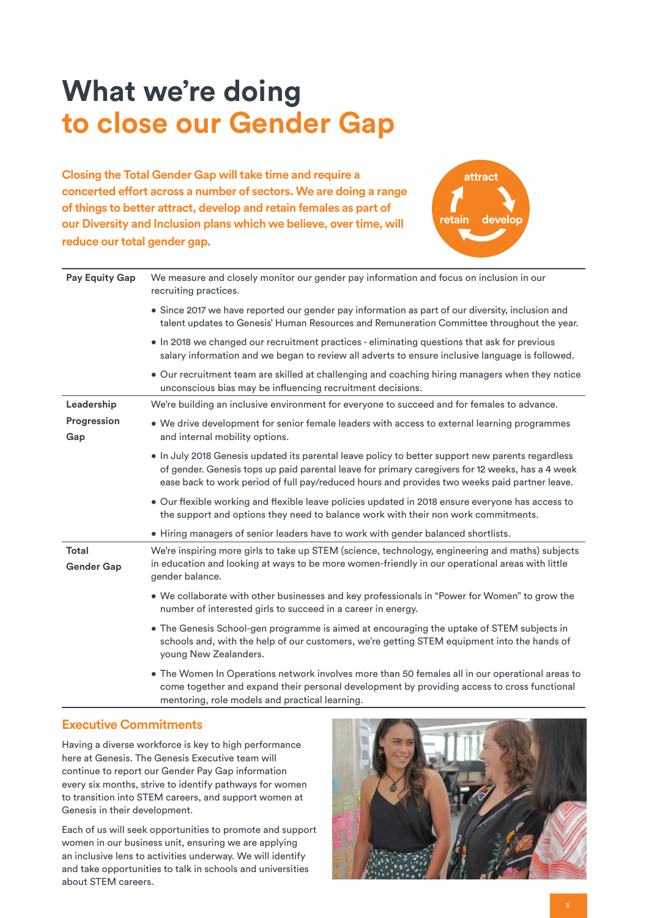# What we're doing to close our Gender Gap

**Closing the Total Gender Gap will take time and require a concerted effort across a number of sectors. We are doing a range of things to better attract, develop and retain females as part of our Diversity and Inclusion plans which we believe, over time, will reduce our total gender gap.**

attract
develop
retain

| | |
|---|---|
| **Pay Equity Gap** | We measure and closely monitor our gender pay information and focus on inclusion in our recruiting practices.<br>• Since 2017 we have reported our gender pay information as part of our diversity, inclusion and talent updates to Genesis' Human Resources and Remuneration Committee throughout the year.<br>• In 2018 we changed our recruitment practices - eliminating questions that ask for previous salary information and we began to review all adverts to ensure inclusive language is followed.<br>• Our recruitment team are skilled at challenging and coaching hiring managers when they notice unconscious bias may be influencing recruitment decisions. |
| **Leadership Progression Gap** | We're building an inclusive environment for everyone to succeed and for females to advance.<br>• We drive development for senior female leaders with access to external learning programmes and internal mobility options.<br>• In July 2018 Genesis updated its parental leave policy to better support new parents regardless of gender. Genesis tops up paid parental leave for primary caregivers for 12 weeks, has a 4 week ease back to work period of full pay/reduced hours and provides two weeks paid partner leave.<br>• Our flexible working and flexible leave policies updated in 2018 ensure everyone has access to the support and options they need to balance work with their non work commitments.<br>• Hiring managers of senior leaders have to work with gender balanced shortlists. |
| **Total Gender Gap** | We're inspiring more girls to take up STEM (science, technology, engineering and maths) subjects in education and looking at ways to be more women-friendly in our operational areas with little gender balance.<br>• We collaborate with other businesses and key professionals in "Power for Women" to grow the number of interested girls to succeed in a career in energy.<br>• The Genesis School-gen programme is aimed at encouraging the uptake of STEM subjects in schools and, with the help of our customers, we're getting STEM equipment into the hands of young New Zealanders.<br>• The Women In Operations network involves more than 50 females all in our operational areas to come together and expand their personal development by providing access to cross functional mentoring, role models and practical learning. |

## Executive Commitments

Having a diverse workforce is key to high performance here at Genesis. The Genesis Executive team will continue to report our Gender Pay Gap information every six months, strive to identify pathways for women to transition into STEM careers, and support women at Genesis in their development.

Each of us will seek opportunities to promote and support women in our business unit, ensuring we are applying an inclusive lens to activities underway. We will identify and take opportunities to talk in schools and universities about STEM careers.